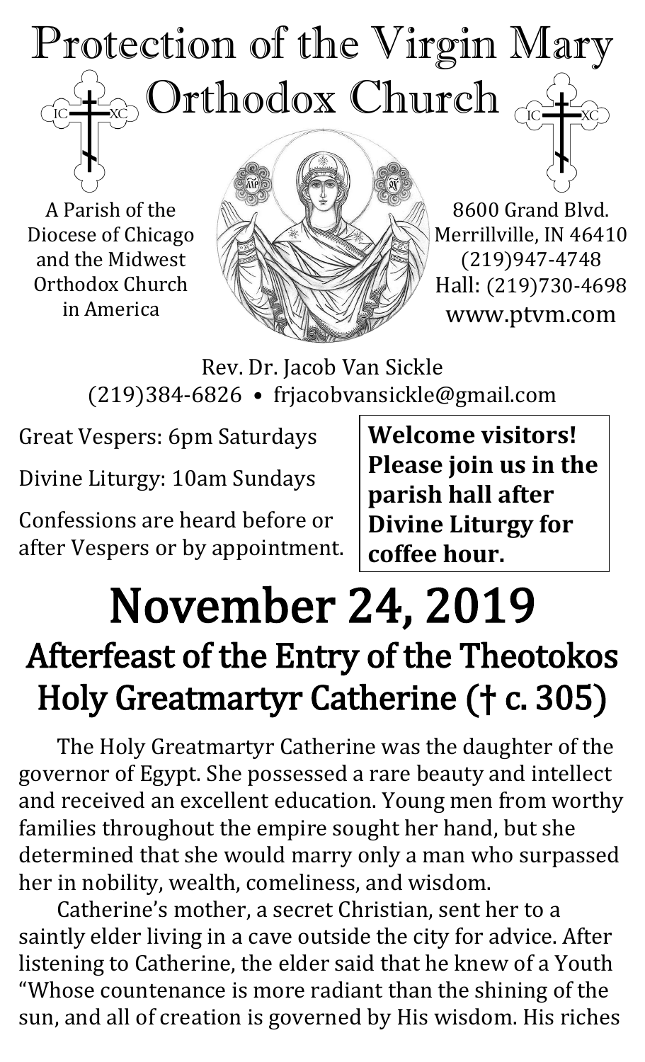# Protection of the Virgin Mary Orthodox Church

A Parish of the Diocese of Chicago and the Midwest Orthodox Church in America

8600 Grand Blvd.
Merrillville, IN 46410
(219)947-4748
Hall: (219)730-4698
www.ptvm.com

Rev. Dr. Jacob Van Sickle
(219)384-6826 • frjacobvansickle@gmail.com

Great Vespers: 6pm Saturdays

Divine Liturgy: 10am Sundays

Confessions are heard before or after Vespers or by appointment.

**Welcome visitors! Please join us in the parish hall after Divine Liturgy for coffee hour.**

# November 24, 2019

## Afterfeast of the Entry of the Theotokos
## Holy Greatmartyr Catherine († c. 305)

The Holy Greatmartyr Catherine was the daughter of the governor of Egypt. She possessed a rare beauty and intellect and received an excellent education. Young men from worthy families throughout the empire sought her hand, but she determined that she would marry only a man who surpassed her in nobility, wealth, comeliness, and wisdom.

Catherine's mother, a secret Christian, sent her to a saintly elder living in a cave outside the city for advice. After listening to Catherine, the elder said that he knew of a Youth "Whose countenance is more radiant than the shining of the sun, and all of creation is governed by His wisdom. His riches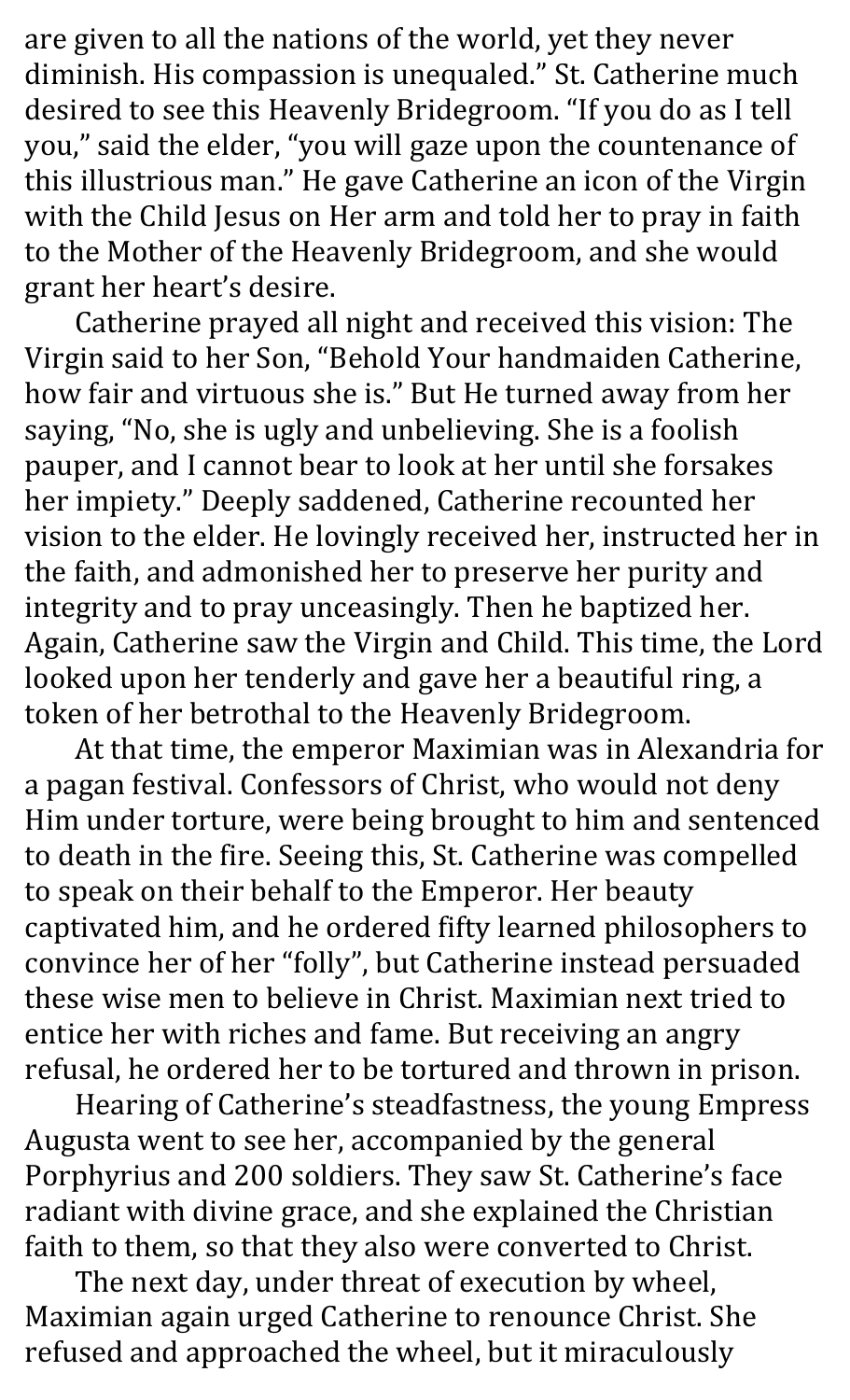are given to all the nations of the world, yet they never diminish. His compassion is unequaled." St. Catherine much desired to see this Heavenly Bridegroom. "If you do as I tell you," said the elder, "you will gaze upon the countenance of this illustrious man." He gave Catherine an icon of the Virgin with the Child Jesus on Her arm and told her to pray in faith to the Mother of the Heavenly Bridegroom, and she would grant her heart's desire.

Catherine prayed all night and received this vision: The Virgin said to her Son, "Behold Your handmaiden Catherine, how fair and virtuous she is." But He turned away from her saying, "No, she is ugly and unbelieving. She is a foolish pauper, and I cannot bear to look at her until she forsakes her impiety." Deeply saddened, Catherine recounted her vision to the elder. He lovingly received her, instructed her in the faith, and admonished her to preserve her purity and integrity and to pray unceasingly. Then he baptized her. Again, Catherine saw the Virgin and Child. This time, the Lord looked upon her tenderly and gave her a beautiful ring, a token of her betrothal to the Heavenly Bridegroom.

At that time, the emperor Maximian was in Alexandria for a pagan festival. Confessors of Christ, who would not deny Him under torture, were being brought to him and sentenced to death in the fire. Seeing this, St. Catherine was compelled to speak on their behalf to the Emperor. Her beauty captivated him, and he ordered fifty learned philosophers to convince her of her "folly", but Catherine instead persuaded these wise men to believe in Christ. Maximian next tried to entice her with riches and fame. But receiving an angry refusal, he ordered her to be tortured and thrown in prison.

Hearing of Catherine's steadfastness, the young Empress Augusta went to see her, accompanied by the general Porphyrius and 200 soldiers. They saw St. Catherine's face radiant with divine grace, and she explained the Christian faith to them, so that they also were converted to Christ.

The next day, under threat of execution by wheel, Maximian again urged Catherine to renounce Christ. She refused and approached the wheel, but it miraculously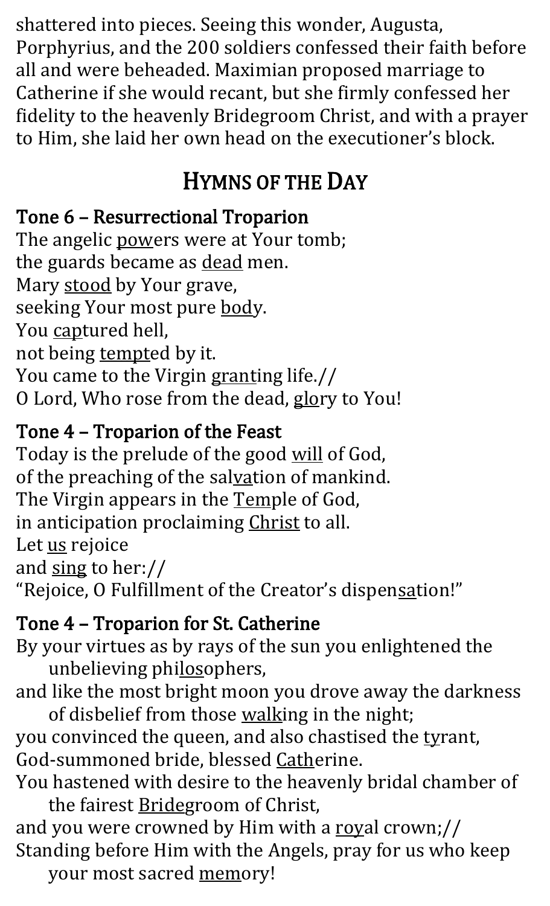shattered into pieces. Seeing this wonder, Augusta, Porphyrius, and the 200 soldiers confessed their faith before all and were beheaded. Maximian proposed marriage to Catherine if she would recant, but she firmly confessed her fidelity to the heavenly Bridegroom Christ, and with a prayer to Him, she laid her own head on the executioner's block.

## Hymns of the Day

### Tone 6 – Resurrectional Troparion

The angelic powers were at Your tomb;
the guards became as dead men.
Mary stood by Your grave,
seeking Your most pure body.
You captured hell,
not being tempted by it.
You came to the Virgin granting life.//
O Lord, Who rose from the dead, glory to You!

### Tone 4 – Troparion of the Feast

Today is the prelude of the good will of God,
of the preaching of the salvation of mankind.
The Virgin appears in the Temple of God,
in anticipation proclaiming Christ to all.
Let us rejoice
and sing to her://
"Rejoice, O Fulfillment of the Creator's dispensation!"

### Tone 4 – Troparion for St. Catherine

By your virtues as by rays of the sun you enlightened the unbelieving philosophers,
and like the most bright moon you drove away the darkness of disbelief from those walking in the night;
you convinced the queen, and also chastised the tyrant,
God-summoned bride, blessed Catherine.
You hastened with desire to the heavenly bridal chamber of the fairest Bridegroom of Christ,
and you were crowned by Him with a royal crown;//
Standing before Him with the Angels, pray for us who keep your most sacred memory!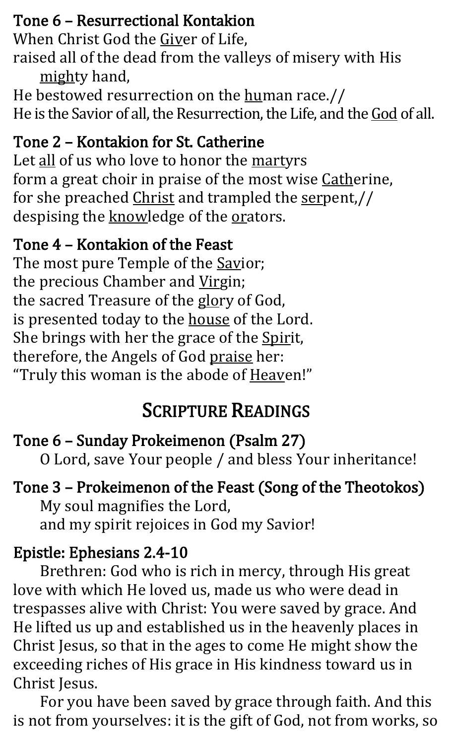### Tone 6 – Resurrectional Kontakion

When Christ God the <u>Giv</u>er of Life,
raised all of the dead from the valleys of misery with His <u>migh</u>ty hand,
He bestowed resurrection on the <u>hu</u>man race.//
He is the Savior of all, the Resurrection, the Life, and the <u>God</u> of all.

### Tone 2 – Kontakion for St. Catherine

Let <u>all</u> of us who love to honor the <u>mart</u>yrs
form a great choir in praise of the most wise <u>Cath</u>erine,
for she preached <u>Christ</u> and trampled the <u>ser</u>pent,//
despising the <u>know</u>ledge of the <u>or</u>ators.

### Tone 4 – Kontakion of the Feast

The most pure Temple of the <u>Sav</u>ior;
the precious Chamber and <u>Virg</u>in;
the sacred Treasure of the <u>glo</u>ry of God,
is presented today to the <u>house</u> of the Lord.
She brings with her the grace of the <u>Spir</u>it,
therefore, the Angels of God <u>praise</u> her:
"Truly this woman is the abode of <u>Heav</u>en!"

## Scripture Readings

### Tone 6 – Sunday Prokeimenon (Psalm 27)

O Lord, save Your people / and bless Your inheritance!

### Tone 3 – Prokeimenon of the Feast (Song of the Theotokos)

My soul magnifies the Lord,
and my spirit rejoices in God my Savior!

### Epistle: Ephesians 2.4-10

Brethren: God who is rich in mercy, through His great love with which He loved us, made us who were dead in trespasses alive with Christ: You were saved by grace. And He lifted us up and established us in the heavenly places in Christ Jesus, so that in the ages to come He might show the exceeding riches of His grace in His kindness toward us in Christ Jesus.

For you have been saved by grace through faith. And this is not from yourselves: it is the gift of God, not from works, so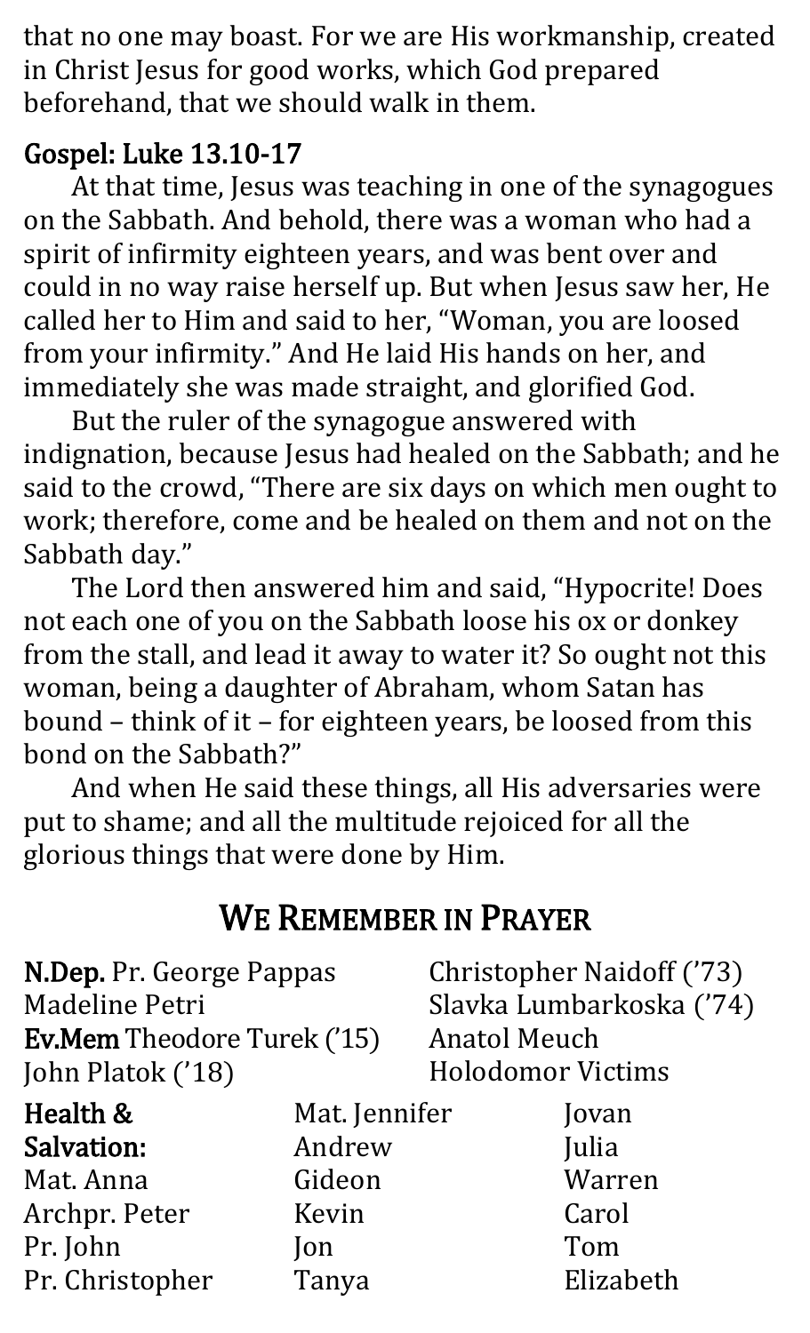that no one may boast. For we are His workmanship, created in Christ Jesus for good works, which God prepared beforehand, that we should walk in them.

### Gospel: Luke 13.10-17

At that time, Jesus was teaching in one of the synagogues on the Sabbath. And behold, there was a woman who had a spirit of infirmity eighteen years, and was bent over and could in no way raise herself up. But when Jesus saw her, He called her to Him and said to her, "Woman, you are loosed from your infirmity." And He laid His hands on her, and immediately she was made straight, and glorified God.

But the ruler of the synagogue answered with indignation, because Jesus had healed on the Sabbath; and he said to the crowd, "There are six days on which men ought to work; therefore, come and be healed on them and not on the Sabbath day."

The Lord then answered him and said, "Hypocrite! Does not each one of you on the Sabbath loose his ox or donkey from the stall, and lead it away to water it? So ought not this woman, being a daughter of Abraham, whom Satan has bound – think of it – for eighteen years, be loosed from this bond on the Sabbath?"

And when He said these things, all His adversaries were put to shame; and all the multitude rejoiced for all the glorious things that were done by Him.

## We Remember in Prayer

**N.Dep.** Pr. George Pappas
Madeline Petri
**Ev.Mem** Theodore Turek ('15)
John Platok ('18)
Christopher Naidoff ('73)
Slavka Lumbarkoska ('74)
Anatol Meuch
Holodomor Victims

**Health & Salvation:**
Mat. Anna
Archpr. Peter
Pr. John
Pr. Christopher
Mat. Jennifer
Andrew
Gideon
Kevin
Jon
Tanya
Jovan
Julia
Warren
Carol
Tom
Elizabeth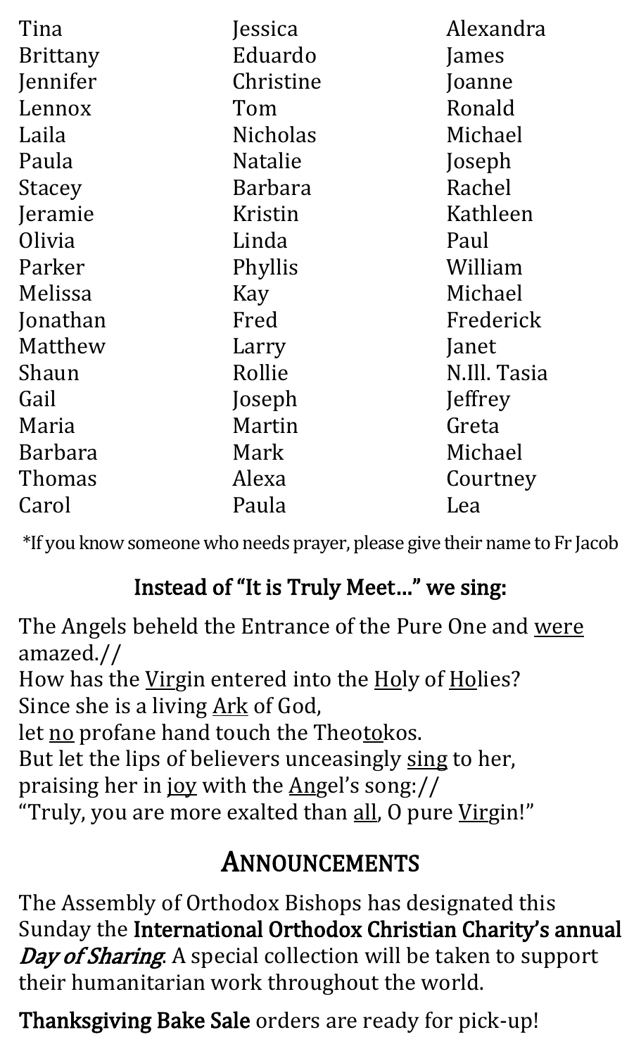Tina
Brittany
Jennifer
Lennox
Laila
Paula
Stacey
Jeramie
Olivia
Parker
Melissa
Jonathan
Matthew
Shaun
Gail
Maria
Barbara
Thomas
Carol
Jessica
Eduardo
Christine
Tom
Nicholas
Natalie
Barbara
Kristin
Linda
Phyllis
Kay
Fred
Larry
Rollie
Joseph
Martin
Mark
Alexa
Paula
Alexandra
James
Joanne
Ronald
Michael
Joseph
Rachel
Kathleen
Paul
William
Michael
Frederick
Janet
N.Ill. Tasia
Jeffrey
Greta
Michael
Courtney
Lea

*If you know someone who needs prayer, please give their name to Fr Jacob

### Instead of "It is Truly Meet…" we sing:

The Angels beheld the Entrance of the Pure One and <u>were</u> amazed.//
How has the <u>Vir</u>gin entered into the <u>Ho</u>ly of <u>Ho</u>lies?
Since she is a living <u>Ark</u> of God,
let <u>no</u> profane hand touch the Theo<u>to</u>kos.
But let the lips of believers unceasingly <u>sing</u> to her,
praising her in <u>joy</u> with the <u>An</u>gel's song://
"Truly, you are more exalted than <u>all</u>, O pure <u>Vir</u>gin!"

## Announcements

The Assembly of Orthodox Bishops has designated this Sunday the **International Orthodox Christian Charity's annual *Day of Sharing***. A special collection will be taken to support their humanitarian work throughout the world.

**Thanksgiving Bake Sale** orders are ready for pick-up!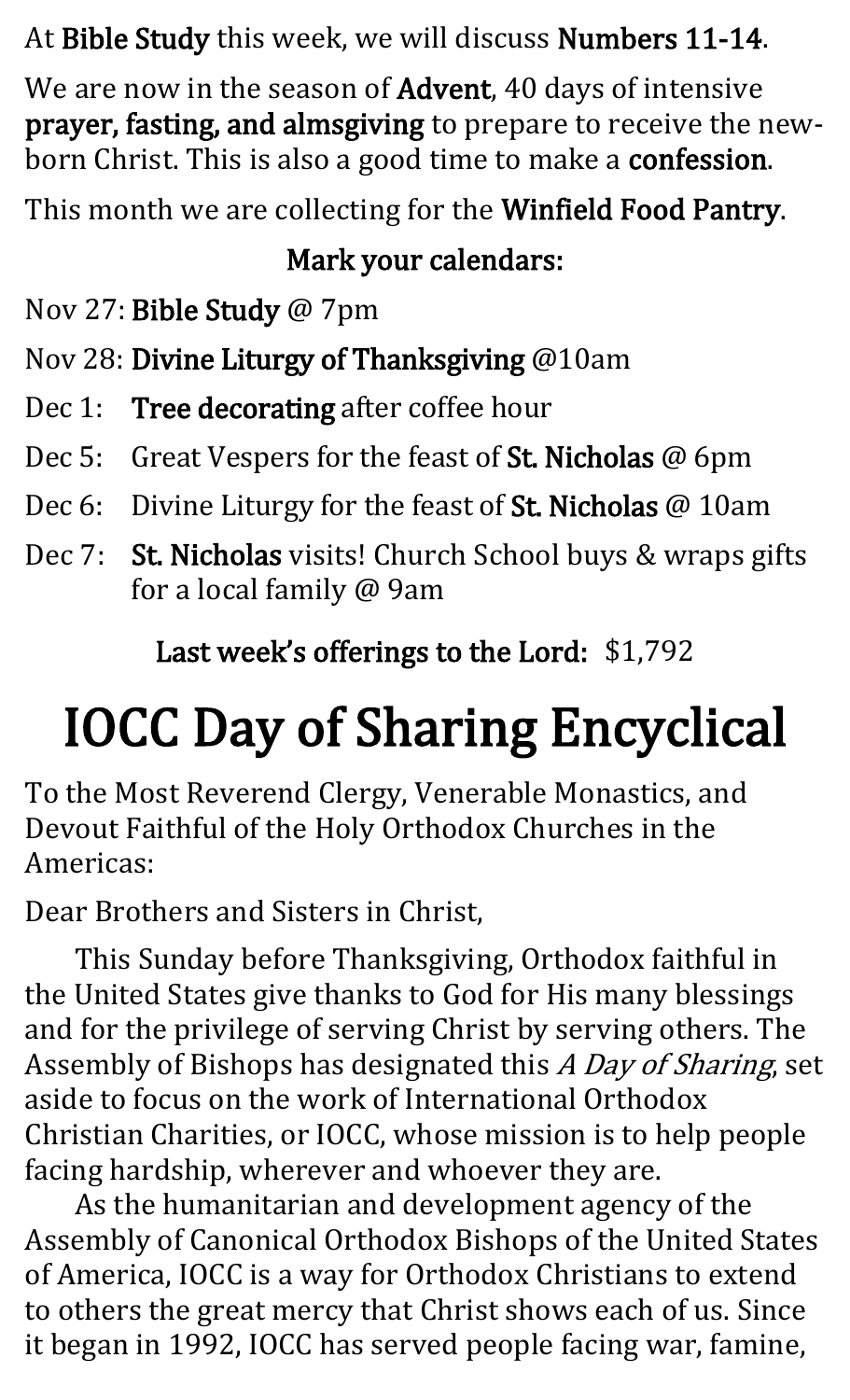At **Bible Study** this week, we will discuss **Numbers 11-14**.

We are now in the season of **Advent**, 40 days of intensive **prayer, fasting, and almsgiving** to prepare to receive the new-born Christ. This is also a good time to make a **confession**.

This month we are collecting for the **Winfield Food Pantry**.

**Mark your calendars:**

- Nov 27: **Bible Study** @ 7pm
- Nov 28: **Divine Liturgy of Thanksgiving** @10am
- Dec 1: **Tree decorating** after coffee hour
- Dec 5: Great Vespers for the feast of **St. Nicholas** @ 6pm
- Dec 6: Divine Liturgy for the feast of **St. Nicholas** @ 10am
- Dec 7: **St. Nicholas** visits! Church School buys & wraps gifts for a local family @ 9am

**Last week's offerings to the Lord:** $1,792

# IOCC Day of Sharing Encyclical

To the Most Reverend Clergy, Venerable Monastics, and Devout Faithful of the Holy Orthodox Churches in the Americas:

Dear Brothers and Sisters in Christ,

This Sunday before Thanksgiving, Orthodox faithful in the United States give thanks to God for His many blessings and for the privilege of serving Christ by serving others. The Assembly of Bishops has designated this *A Day of Sharing*, set aside to focus on the work of International Orthodox Christian Charities, or IOCC, whose mission is to help people facing hardship, wherever and whoever they are.

As the humanitarian and development agency of the Assembly of Canonical Orthodox Bishops of the United States of America, IOCC is a way for Orthodox Christians to extend to others the great mercy that Christ shows each of us. Since it began in 1992, IOCC has served people facing war, famine,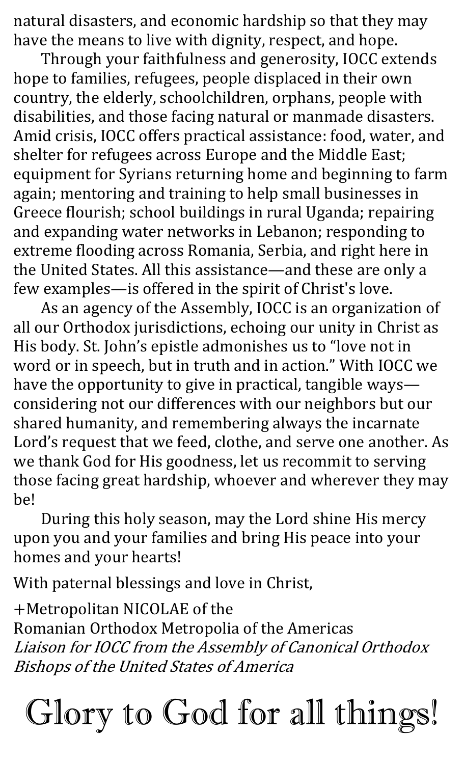natural disasters, and economic hardship so that they may have the means to live with dignity, respect, and hope.

Through your faithfulness and generosity, IOCC extends hope to families, refugees, people displaced in their own country, the elderly, schoolchildren, orphans, people with disabilities, and those facing natural or manmade disasters. Amid crisis, IOCC offers practical assistance: food, water, and shelter for refugees across Europe and the Middle East; equipment for Syrians returning home and beginning to farm again; mentoring and training to help small businesses in Greece flourish; school buildings in rural Uganda; repairing and expanding water networks in Lebanon; responding to extreme flooding across Romania, Serbia, and right here in the United States. All this assistance—and these are only a few examples—is offered in the spirit of Christ's love.

As an agency of the Assembly, IOCC is an organization of all our Orthodox jurisdictions, echoing our unity in Christ as His body. St. John's epistle admonishes us to "love not in word or in speech, but in truth and in action." With IOCC we have the opportunity to give in practical, tangible ways—considering not our differences with our neighbors but our shared humanity, and remembering always the incarnate Lord's request that we feed, clothe, and serve one another. As we thank God for His goodness, let us recommit to serving those facing great hardship, whoever and wherever they may be!

During this holy season, may the Lord shine His mercy upon you and your families and bring His peace into your homes and your hearts!

With paternal blessings and love in Christ,

+Metropolitan NICOLAE of the
Romanian Orthodox Metropolia of the Americas
*Liaison for IOCC from the Assembly of Canonical Orthodox Bishops of the United States of America*

# Glory to God for all things!